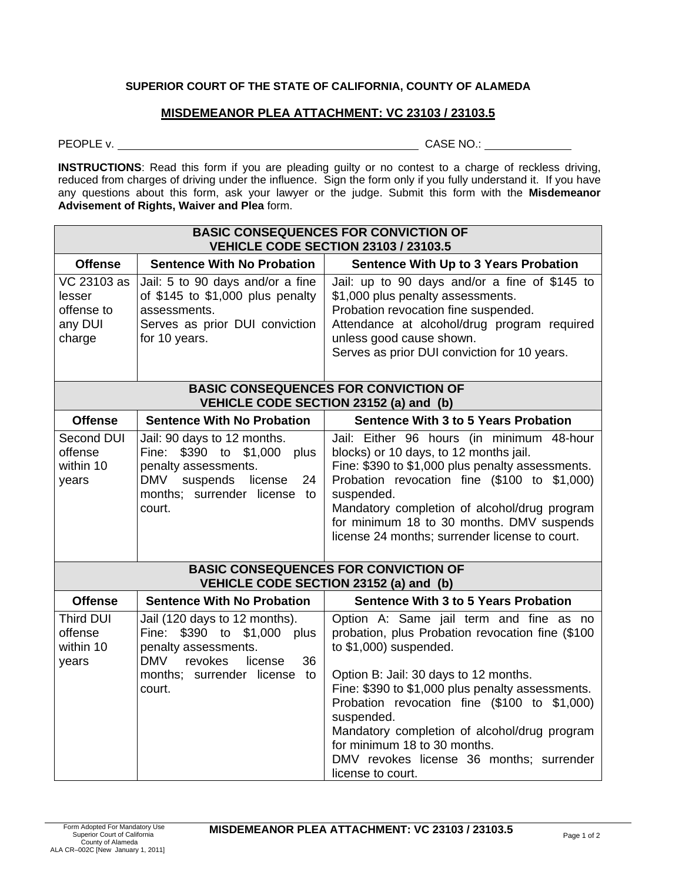**SUPERIOR COURT OF THE STATE OF CALIFORNIA, COUNTY OF ALAMEDA**

## MISDEMEANOR PLEA ATTACHMENT: VC 23103 / 23103.5

PEOPLE v. \_\_\_\_\_\_\_\_\_\_\_\_\_\_\_\_\_\_\_\_\_\_\_\_\_\_\_\_\_\_\_\_\_\_\_\_\_\_\_\_\_\_ CASE NO.: \_\_\_\_\_\_\_\_\_\_\_\_\_\_

**INSTRUCTIONS**: Read this form if you are pleading guilty or no contest to a charge of reckless driving, reduced from charges of driving under the influence. Sign the form only if you fully understand it. If you have any questions about this form, ask your lawyer or the judge. Submit this form with the **Misdemeanor Advisement of Rights, Waiver and Plea** form.

| **BASIC CONSEQUENCES FOR CONVICTION OF VEHICLE CODE SECTION 23103 / 23103.5** | | |
|---|---|---|
| **Offense** | **Sentence With No Probation** | **Sentence With Up to 3 Years Probation** |
| VC 23103 as lesser offense to any DUI charge | Jail: 5 to 90 days and/or a fine of $145 to $1,000 plus penalty assessments.<br>Serves as prior DUI conviction for 10 years. | Jail: up to 90 days and/or a fine of $145 to $1,000 plus penalty assessments.<br>Probation revocation fine suspended.<br>Attendance at alcohol/drug program required unless good cause shown.<br>Serves as prior DUI conviction for 10 years. |

| **BASIC CONSEQUENCES FOR CONVICTION OF VEHICLE CODE SECTION 23152 (a) and (b)** | | |
|---|---|---|
| **Offense** | **Sentence With No Probation** | **Sentence With 3 to 5 Years Probation** |
| Second DUI offense within 10 years | Jail: 90 days to 12 months.<br>Fine: $390 to $1,000 plus penalty assessments.<br>DMV suspends license 24 months; surrender license to court. | Jail: Either 96 hours (in minimum 48-hour blocks) or 10 days, to 12 months jail.<br>Fine: $390 to $1,000 plus penalty assessments.<br>Probation revocation fine ($100 to $1,000) suspended.<br>Mandatory completion of alcohol/drug program for minimum 18 to 30 months. DMV suspends license 24 months; surrender license to court. |

| **BASIC CONSEQUENCES FOR CONVICTION OF VEHICLE CODE SECTION 23152 (a) and (b)** | | |
|---|---|---|
| **Offense** | **Sentence With No Probation** | **Sentence With 3 to 5 Years Probation** |
| Third DUI offense within 10 years | Jail (120 days to 12 months).<br>Fine: $390 to $1,000 plus penalty assessments.<br>DMV revokes license 36 months; surrender license to court. | Option A: Same jail term and fine as no probation, plus Probation revocation fine ($100 to $1,000) suspended.<br><br>Option B: Jail: 30 days to 12 months.<br>Fine: $390 to $1,000 plus penalty assessments.<br>Probation revocation fine ($100 to $1,000) suspended.<br>Mandatory completion of alcohol/drug program for minimum 18 to 30 months.<br>DMV revokes license 36 months; surrender license to court. |

Form Adopted For Mandatory Use
Superior Court of California
County of Alameda
ALA CR–002C [New January 1, 2011]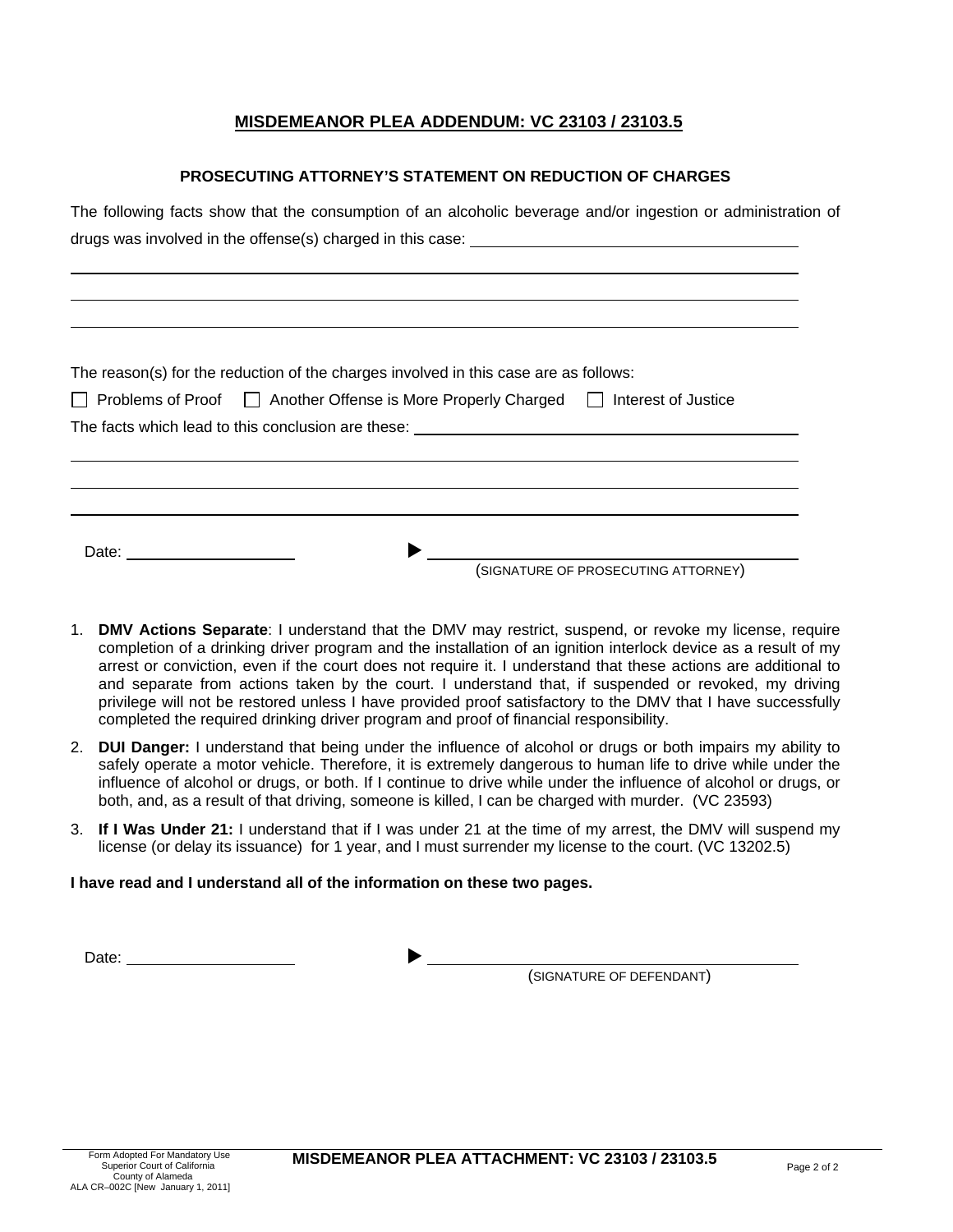# MISDEMEANOR PLEA ADDENDUM: VC 23103 / 23103.5

## PROSECUTING ATTORNEY'S STATEMENT ON REDUCTION OF CHARGES

The following facts show that the consumption of an alcoholic beverage and/or ingestion or administration of drugs was involved in the offense(s) charged in this case: ______________________________________

__________________________________________________________________________________________

__________________________________________________________________________________________

__________________________________________________________________________________________

The reason(s) for the reduction of the charges involved in this case are as follows:

☐ Problems of Proof ☐ Another Offense is More Properly Charged ☐ Interest of Justice

The facts which lead to this conclusion are these: ______________________________________________

__________________________________________________________________________________________

__________________________________________________________________________________________

__________________________________________________________________________________________

Date: ____________________ ▶ ________________________________________

(SIGNATURE OF PROSECUTING ATTORNEY)

1. **DMV Actions Separate**: I understand that the DMV may restrict, suspend, or revoke my license, require completion of a drinking driver program and the installation of an ignition interlock device as a result of my arrest or conviction, even if the court does not require it. I understand that these actions are additional to and separate from actions taken by the court. I understand that, if suspended or revoked, my driving privilege will not be restored unless I have provided proof satisfactory to the DMV that I have successfully completed the required drinking driver program and proof of financial responsibility.
2. **DUI Danger:** I understand that being under the influence of alcohol or drugs or both impairs my ability to safely operate a motor vehicle. Therefore, it is extremely dangerous to human life to drive while under the influence of alcohol or drugs, or both. If I continue to drive while under the influence of alcohol or drugs, or both, and, as a result of that driving, someone is killed, I can be charged with murder. (VC 23593)
3. **If I Was Under 21:** I understand that if I was under 21 at the time of my arrest, the DMV will suspend my license (or delay its issuance) for 1 year, and I must surrender my license to the court. (VC 13202.5)

**I have read and I understand all of the information on these two pages.**

Date: ____________________ ▶ ________________________________________

(SIGNATURE OF DEFENDANT)

Form Adopted For Mandatory Use
Superior Court of California
County of Alameda
ALA CR–002C [New January 1, 2011]

**MISDEMEANOR PLEA ATTACHMENT: VC 23103 / 23103.5**